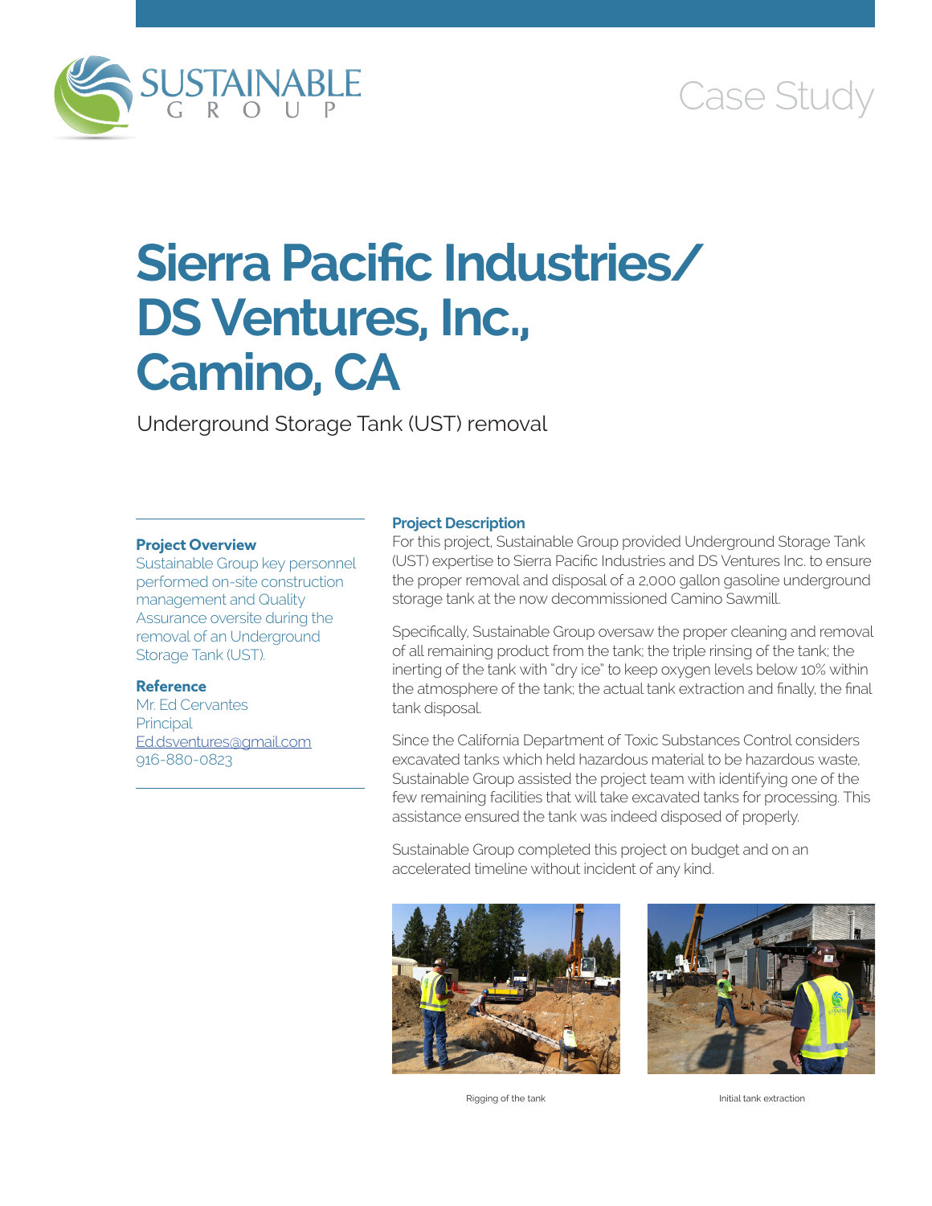SUSTAINABLE GROUP

Case Study

# Sierra Pacific Industries/ DS Ventures, Inc., Camino, CA

Underground Storage Tank (UST) removal

**Project Overview**

Sustainable Group key personnel performed on-site construction management and Quality Assurance oversite during the removal of an Underground Storage Tank (UST).

**Reference**

Mr. Ed Cervantes
Principal
Ed.dsventures@gmail.com
916-880-0823

**Project Description**

For this project, Sustainable Group provided Underground Storage Tank (UST) expertise to Sierra Pacific Industries and DS Ventures Inc. to ensure the proper removal and disposal of a 2,000 gallon gasoline underground storage tank at the now decommissioned Camino Sawmill.

Specifically, Sustainable Group oversaw the proper cleaning and removal of all remaining product from the tank; the triple rinsing of the tank; the inerting of the tank with "dry ice" to keep oxygen levels below 10% within the atmosphere of the tank; the actual tank extraction and finally, the final tank disposal.

Since the California Department of Toxic Substances Control considers excavated tanks which held hazardous material to be hazardous waste, Sustainable Group assisted the project team with identifying one of the few remaining facilities that will take excavated tanks for processing. This assistance ensured the tank was indeed disposed of properly.

Sustainable Group completed this project on budget and on an accelerated timeline without incident of any kind.

Rigging of the tank

Initial tank extraction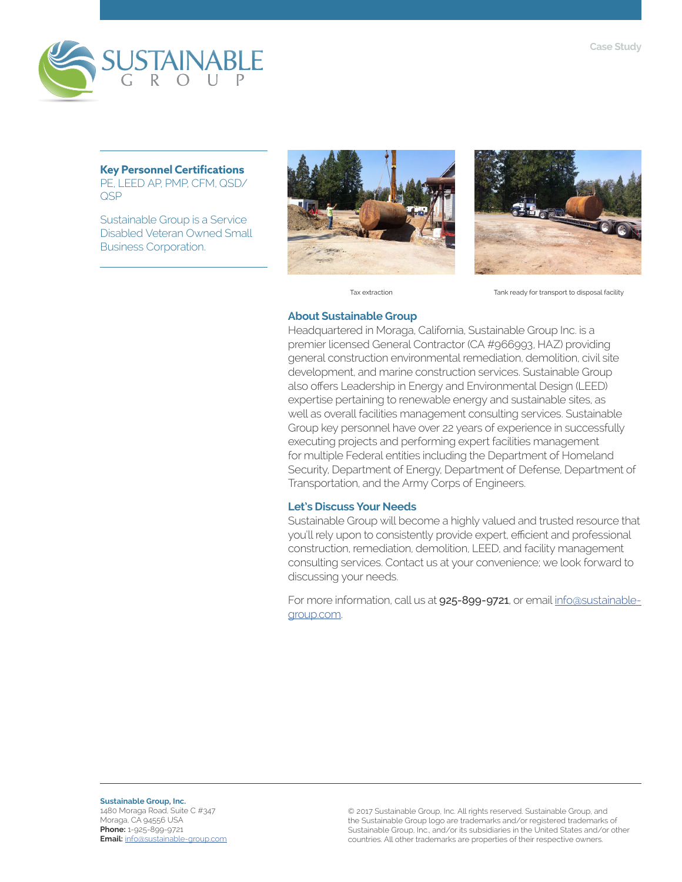**Key Personnel Certifications**
PE, LEED AP, PMP, CFM, QSD/QSP

Sustainable Group is a Service Disabled Veteran Owned Small Business Corporation.

Tax extraction

Tank ready for transport to disposal facility

## About Sustainable Group

Headquartered in Moraga, California, Sustainable Group Inc. is a premier licensed General Contractor (CA #966993, HAZ) providing general construction environmental remediation, demolition, civil site development, and marine construction services. Sustainable Group also offers Leadership in Energy and Environmental Design (LEED) expertise pertaining to renewable energy and sustainable sites, as well as overall facilities management consulting services. Sustainable Group key personnel have over 22 years of experience in successfully executing projects and performing expert facilities management for multiple Federal entities including the Department of Homeland Security, Department of Energy, Department of Defense, Department of Transportation, and the Army Corps of Engineers.

## Let's Discuss Your Needs

Sustainable Group will become a highly valued and trusted resource that you'll rely upon to consistently provide expert, efficient and professional construction, remediation, demolition, LEED, and facility management consulting services. Contact us at your convenience; we look forward to discussing your needs.

For more information, call us at 925-899-9721, or email [info@sustainable-group.com](mailto:info@sustainable-group.com).

**Sustainable Group, Inc.**
1480 Moraga Road, Suite C #347
Moraga, CA 94556 USA
**Phone:** 1-925-899-9721
**Email:** [info@sustainable-group.com](mailto:info@sustainable-group.com)

© 2017 Sustainable Group, Inc. All rights reserved. Sustainable Group, and the Sustainable Group logo are trademarks and/or registered trademarks of Sustainable Group, Inc., and/or its subsidiaries in the United States and/or other countries. All other trademarks are properties of their respective owners.